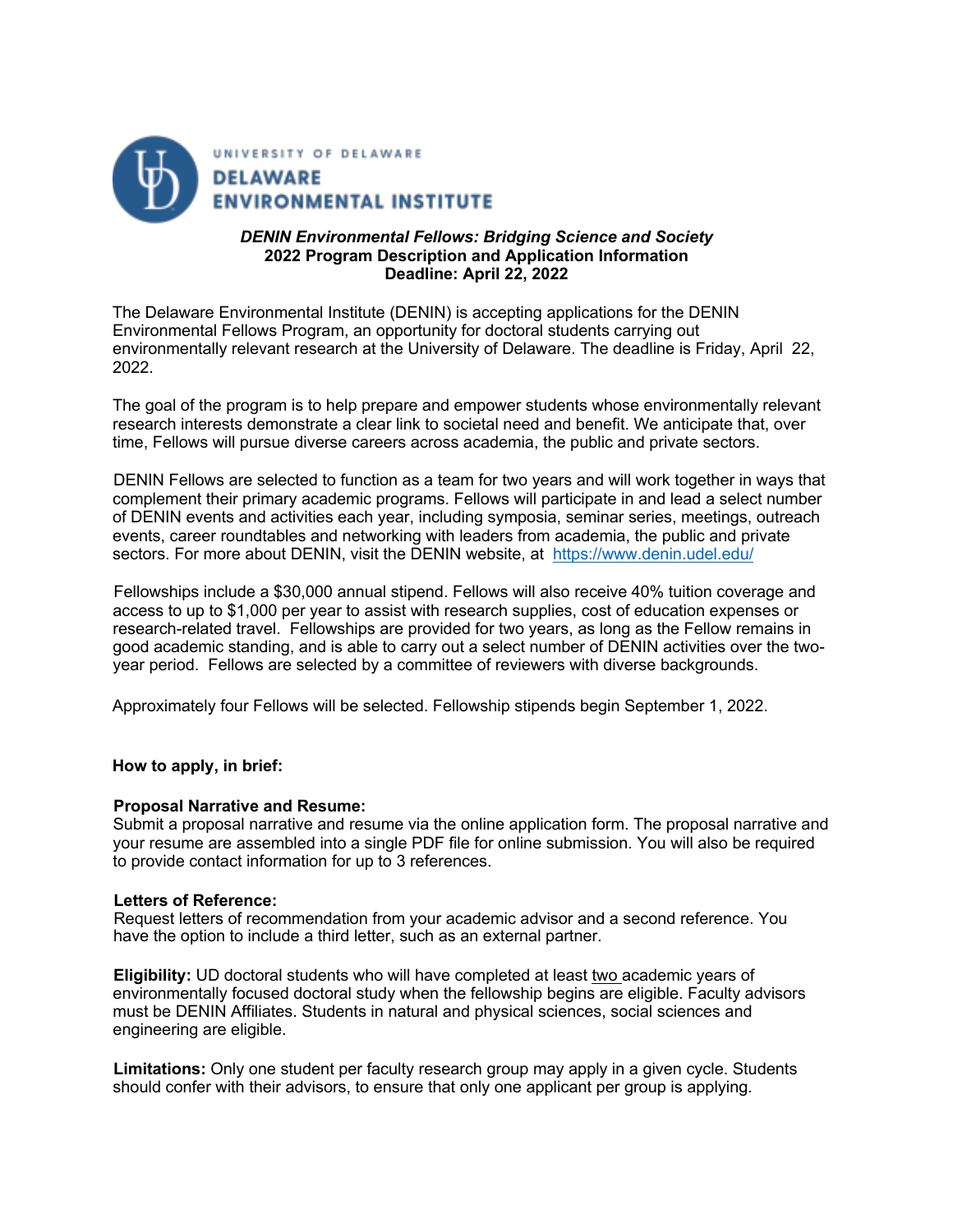UNIVERSITY OF DELAWARE
DELAWARE ENVIRONMENTAL INSTITUTE

***DENIN Environmental Fellows: Bridging Science and Society***
**2022 Program Description and Application Information**
**Deadline: April 22, 2022**

The Delaware Environmental Institute (DENIN) is accepting applications for the DENIN Environmental Fellows Program, an opportunity for doctoral students carrying out environmentally relevant research at the University of Delaware. The deadline is Friday, April 22, 2022.

The goal of the program is to help prepare and empower students whose environmentally relevant research interests demonstrate a clear link to societal need and benefit. We anticipate that, over time, Fellows will pursue diverse careers across academia, the public and private sectors.

DENIN Fellows are selected to function as a team for two years and will work together in ways that complement their primary academic programs. Fellows will participate in and lead a select number of DENIN events and activities each year, including symposia, seminar series, meetings, outreach events, career roundtables and networking with leaders from academia, the public and private sectors. For more about DENIN, visit the DENIN website, at [https://www.denin.udel.edu/](https://www.denin.udel.edu/)

Fellowships include a $30,000 annual stipend. Fellows will also receive 40% tuition coverage and access to up to $1,000 per year to assist with research supplies, cost of education expenses or research-related travel. Fellowships are provided for two years, as long as the Fellow remains in good academic standing, and is able to carry out a select number of DENIN activities over the two-year period. Fellows are selected by a committee of reviewers with diverse backgrounds.

Approximately four Fellows will be selected. Fellowship stipends begin September 1, 2022.

**How to apply, in brief:**

**Proposal Narrative and Resume:**
Submit a proposal narrative and resume via the online application form. The proposal narrative and your resume are assembled into a single PDF file for online submission. You will also be required to provide contact information for up to 3 references.

**Letters of Reference:**
Request letters of recommendation from your academic advisor and a second reference. You have the option to include a third letter, such as an external partner.

**Eligibility:** UD doctoral students who will have completed at least <u>two</u> academic years of environmentally focused doctoral study when the fellowship begins are eligible. Faculty advisors must be DENIN Affiliates. Students in natural and physical sciences, social sciences and engineering are eligible.

**Limitations:** Only one student per faculty research group may apply in a given cycle. Students should confer with their advisors, to ensure that only one applicant per group is applying.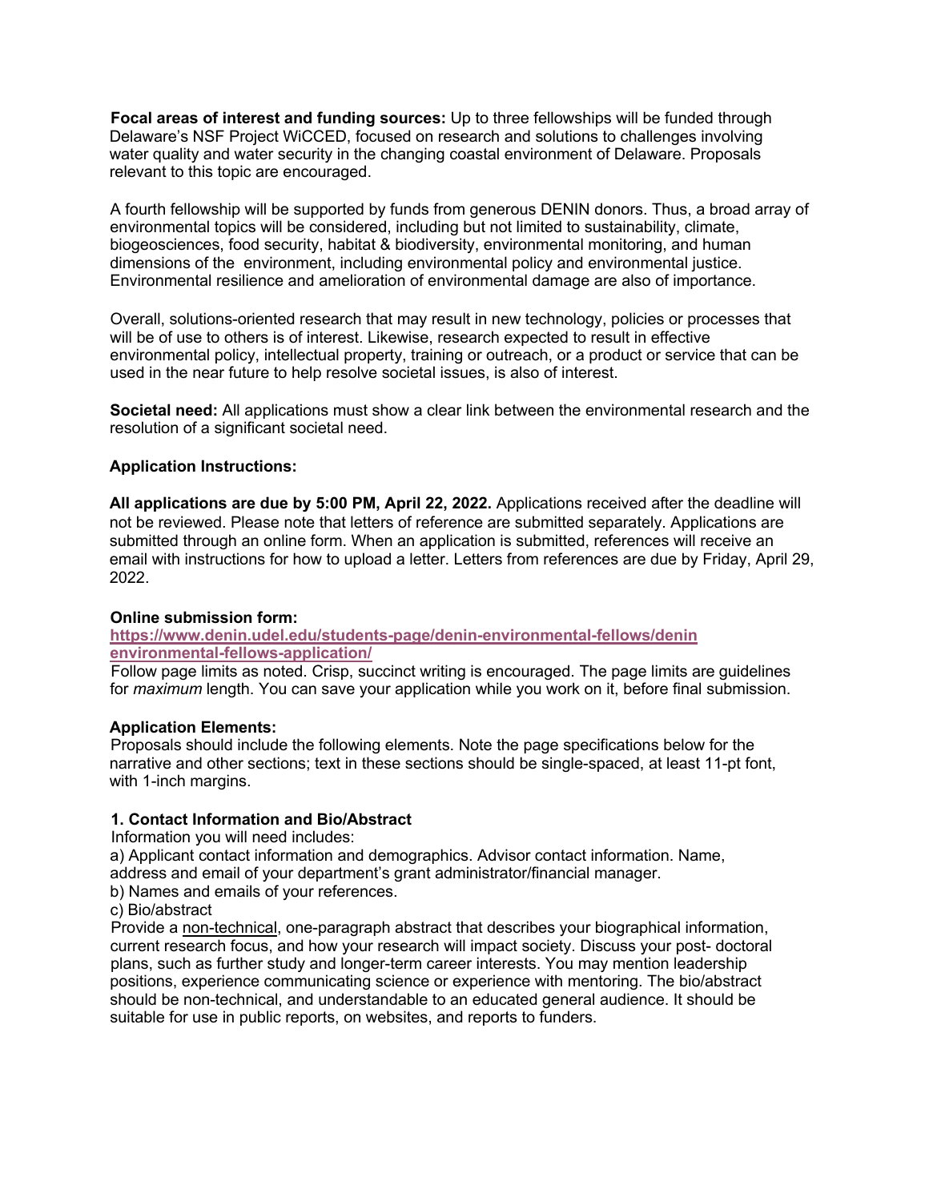**Focal areas of interest and funding sources:** Up to three fellowships will be funded through Delaware's NSF Project WiCCED, focused on research and solutions to challenges involving water quality and water security in the changing coastal environment of Delaware. Proposals relevant to this topic are encouraged.

A fourth fellowship will be supported by funds from generous DENIN donors. Thus, a broad array of environmental topics will be considered, including but not limited to sustainability, climate, biogeosciences, food security, habitat & biodiversity, environmental monitoring, and human dimensions of the environment, including environmental policy and environmental justice. Environmental resilience and amelioration of environmental damage are also of importance.

Overall, solutions-oriented research that may result in new technology, policies or processes that will be of use to others is of interest. Likewise, research expected to result in effective environmental policy, intellectual property, training or outreach, or a product or service that can be used in the near future to help resolve societal issues, is also of interest.

**Societal need:** All applications must show a clear link between the environmental research and the resolution of a significant societal need.

**Application Instructions:**

**All applications are due by 5:00 PM, April 22, 2022.** Applications received after the deadline will not be reviewed. Please note that letters of reference are submitted separately. Applications are submitted through an online form. When an application is submitted, references will receive an email with instructions for how to upload a letter. Letters from references are due by Friday, April 29, 2022.

**Online submission form:**
**https://www.denin.udel.edu/students-page/denin-environmental-fellows/denin environmental-fellows-application/**
Follow page limits as noted. Crisp, succinct writing is encouraged. The page limits are guidelines for *maximum* length. You can save your application while you work on it, before final submission.

**Application Elements:**
Proposals should include the following elements. Note the page specifications below for the narrative and other sections; text in these sections should be single-spaced, at least 11-pt font, with 1-inch margins.

**1. Contact Information and Bio/Abstract**
Information you will need includes:
a) Applicant contact information and demographics. Advisor contact information. Name, address and email of your department's grant administrator/financial manager.
b) Names and emails of your references.
c) Bio/abstract
Provide a non-technical, one-paragraph abstract that describes your biographical information, current research focus, and how your research will impact society. Discuss your post- doctoral plans, such as further study and longer-term career interests. You may mention leadership positions, experience communicating science or experience with mentoring. The bio/abstract should be non-technical, and understandable to an educated general audience. It should be suitable for use in public reports, on websites, and reports to funders.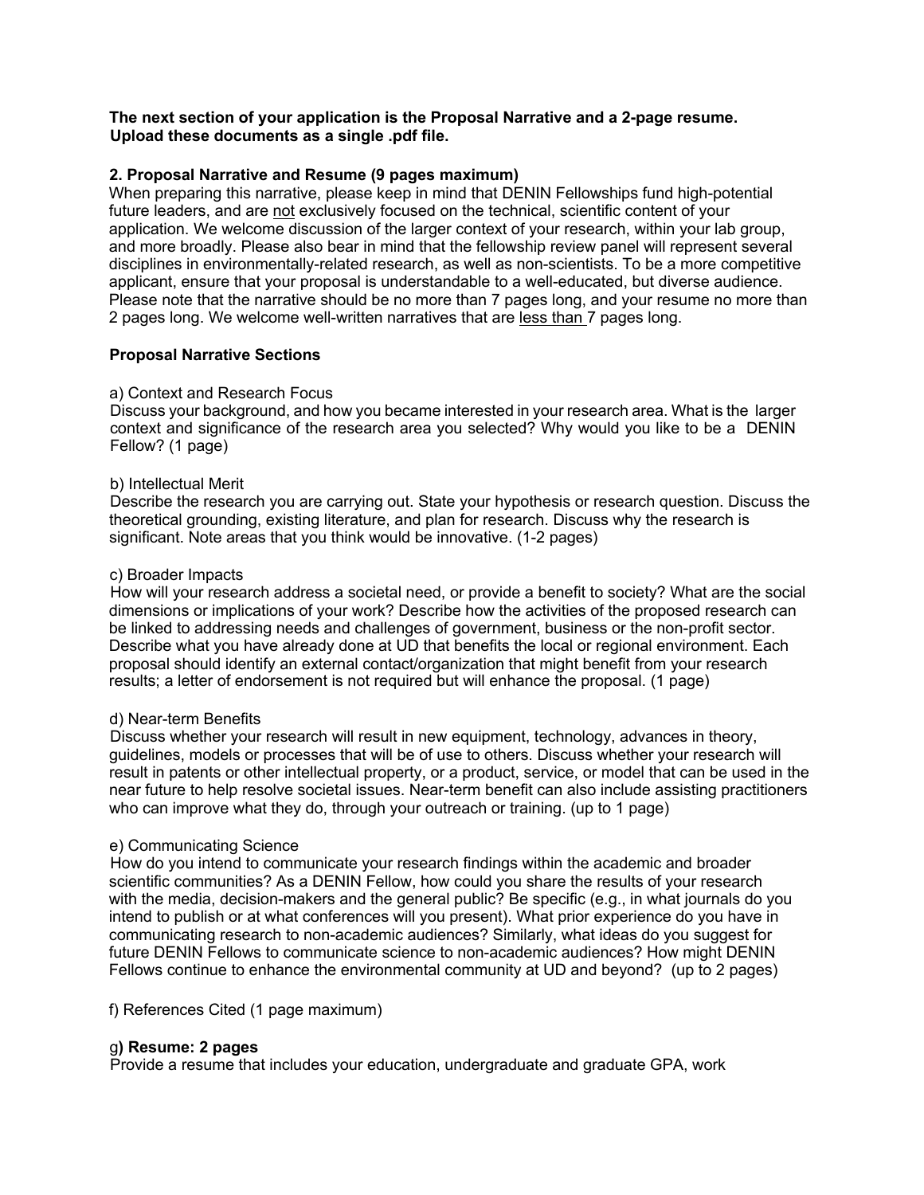**The next section of your application is the Proposal Narrative and a 2-page resume. Upload these documents as a single .pdf file.**

**2. Proposal Narrative and Resume (9 pages maximum)**

When preparing this narrative, please keep in mind that DENIN Fellowships fund high-potential future leaders, and are not exclusively focused on the technical, scientific content of your application. We welcome discussion of the larger context of your research, within your lab group, and more broadly. Please also bear in mind that the fellowship review panel will represent several disciplines in environmentally-related research, as well as non-scientists. To be a more competitive applicant, ensure that your proposal is understandable to a well-educated, but diverse audience. Please note that the narrative should be no more than 7 pages long, and your resume no more than 2 pages long. We welcome well-written narratives that are less than 7 pages long.

**Proposal Narrative Sections**

a) Context and Research Focus

Discuss your background, and how you became interested in your research area. What is the larger context and significance of the research area you selected? Why would you like to be a DENIN Fellow? (1 page)

b) Intellectual Merit

Describe the research you are carrying out. State your hypothesis or research question. Discuss the theoretical grounding, existing literature, and plan for research. Discuss why the research is significant. Note areas that you think would be innovative. (1-2 pages)

c) Broader Impacts

How will your research address a societal need, or provide a benefit to society? What are the social dimensions or implications of your work? Describe how the activities of the proposed research can be linked to addressing needs and challenges of government, business or the non-profit sector. Describe what you have already done at UD that benefits the local or regional environment. Each proposal should identify an external contact/organization that might benefit from your research results; a letter of endorsement is not required but will enhance the proposal. (1 page)

d) Near-term Benefits

Discuss whether your research will result in new equipment, technology, advances in theory, guidelines, models or processes that will be of use to others. Discuss whether your research will result in patents or other intellectual property, or a product, service, or model that can be used in the near future to help resolve societal issues. Near-term benefit can also include assisting practitioners who can improve what they do, through your outreach or training. (up to 1 page)

e) Communicating Science

How do you intend to communicate your research findings within the academic and broader scientific communities? As a DENIN Fellow, how could you share the results of your research with the media, decision-makers and the general public? Be specific (e.g., in what journals do you intend to publish or at what conferences will you present). What prior experience do you have in communicating research to non-academic audiences? Similarly, what ideas do you suggest for future DENIN Fellows to communicate science to non-academic audiences? How might DENIN Fellows continue to enhance the environmental community at UD and beyond? (up to 2 pages)

f) References Cited (1 page maximum)

g**) Resume: 2 pages**

Provide a resume that includes your education, undergraduate and graduate GPA, work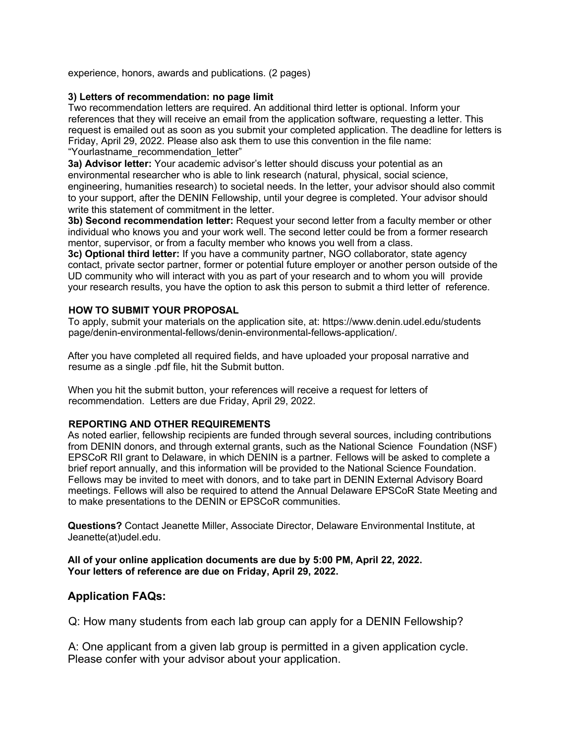experience, honors, awards and publications. (2 pages)

**3) Letters of recommendation: no page limit**

Two recommendation letters are required. An additional third letter is optional. Inform your references that they will receive an email from the application software, requesting a letter. This request is emailed out as soon as you submit your completed application. The deadline for letters is Friday, April 29, 2022. Please also ask them to use this convention in the file name: "Yourlastname_recommendation_letter"

**3a) Advisor letter:** Your academic advisor's letter should discuss your potential as an environmental researcher who is able to link research (natural, physical, social science, engineering, humanities research) to societal needs. In the letter, your advisor should also commit to your support, after the DENIN Fellowship, until your degree is completed. Your advisor should write this statement of commitment in the letter.

**3b) Second recommendation letter:** Request your second letter from a faculty member or other individual who knows you and your work well. The second letter could be from a former research mentor, supervisor, or from a faculty member who knows you well from a class.

**3c) Optional third letter:** If you have a community partner, NGO collaborator, state agency contact, private sector partner, former or potential future employer or another person outside of the UD community who will interact with you as part of your research and to whom you will provide your research results, you have the option to ask this person to submit a third letter of reference.

**HOW TO SUBMIT YOUR PROPOSAL**

To apply, submit your materials on the application site, at: https://www.denin.udel.edu/students page/denin-environmental-fellows/denin-environmental-fellows-application/.

After you have completed all required fields, and have uploaded your proposal narrative and resume as a single .pdf file, hit the Submit button.

When you hit the submit button, your references will receive a request for letters of recommendation. Letters are due Friday, April 29, 2022.

**REPORTING AND OTHER REQUIREMENTS**

As noted earlier, fellowship recipients are funded through several sources, including contributions from DENIN donors, and through external grants, such as the National Science Foundation (NSF) EPSCoR RII grant to Delaware, in which DENIN is a partner. Fellows will be asked to complete a brief report annually, and this information will be provided to the National Science Foundation. Fellows may be invited to meet with donors, and to take part in DENIN External Advisory Board meetings. Fellows will also be required to attend the Annual Delaware EPSCoR State Meeting and to make presentations to the DENIN or EPSCoR communities.

**Questions?** Contact Jeanette Miller, Associate Director, Delaware Environmental Institute, at Jeanette(at)udel.edu.

**All of your online application documents are due by 5:00 PM, April 22, 2022.**
**Your letters of reference are due on Friday, April 29, 2022.**

## Application FAQs:

Q: How many students from each lab group can apply for a DENIN Fellowship?

A: One applicant from a given lab group is permitted in a given application cycle. Please confer with your advisor about your application.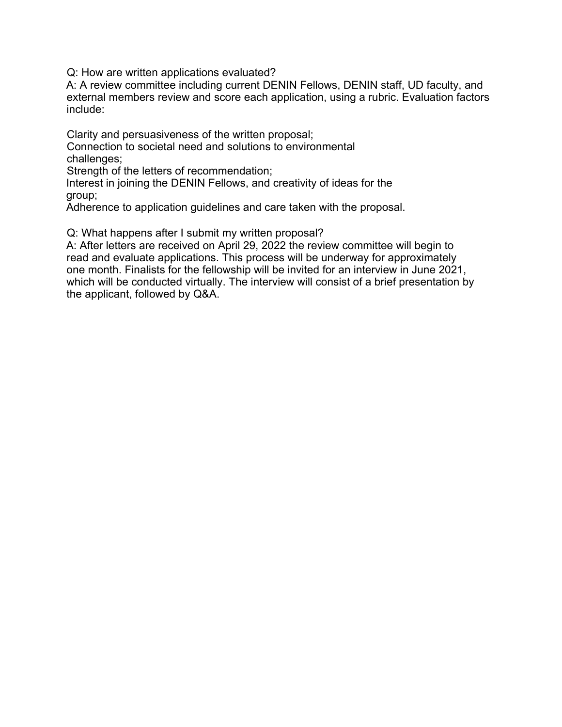Q: How are written applications evaluated?
A: A review committee including current DENIN Fellows, DENIN staff, UD faculty, and external members review and score each application, using a rubric. Evaluation factors include:

Clarity and persuasiveness of the written proposal;
Connection to societal need and solutions to environmental challenges;
Strength of the letters of recommendation;
Interest in joining the DENIN Fellows, and creativity of ideas for the group;
Adherence to application guidelines and care taken with the proposal.

Q: What happens after I submit my written proposal?
A: After letters are received on April 29, 2022 the review committee will begin to read and evaluate applications. This process will be underway for approximately one month. Finalists for the fellowship will be invited for an interview in June 2021, which will be conducted virtually. The interview will consist of a brief presentation by the applicant, followed by Q&A.